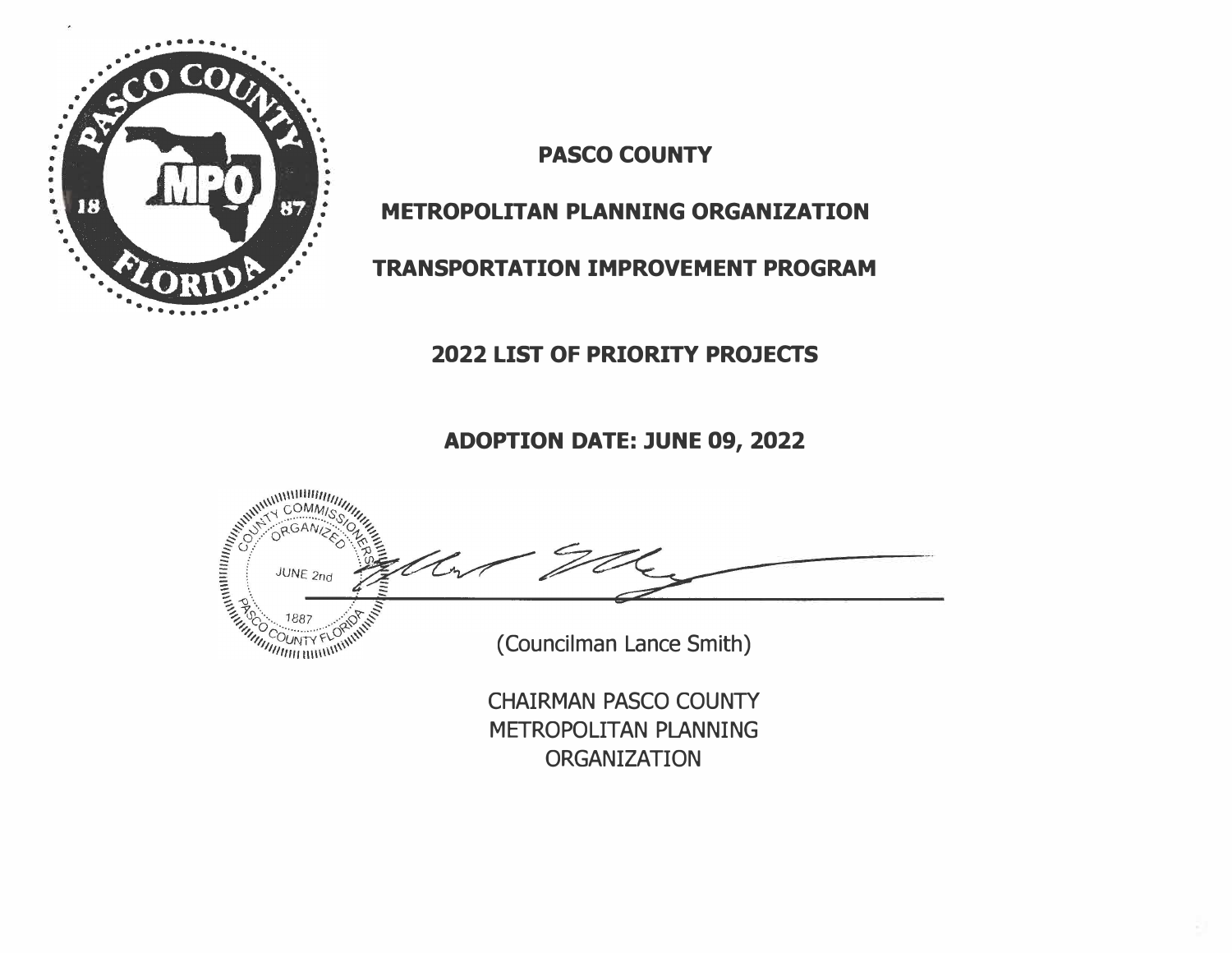# PASCO COUNTY

## METROPOLITAN PLANNING ORGANIZATION

## TRANSPORTATION IMPROVEMENT PROGRAM

## 2022 LIST OF PRIORITY PROJECTS

## ADOPTION DATE: JUNE 09, 2022

(Councilman Lance Smith)

CHAIRMAN PASCO COUNTY
METROPOLITAN PLANNING
ORGANIZATION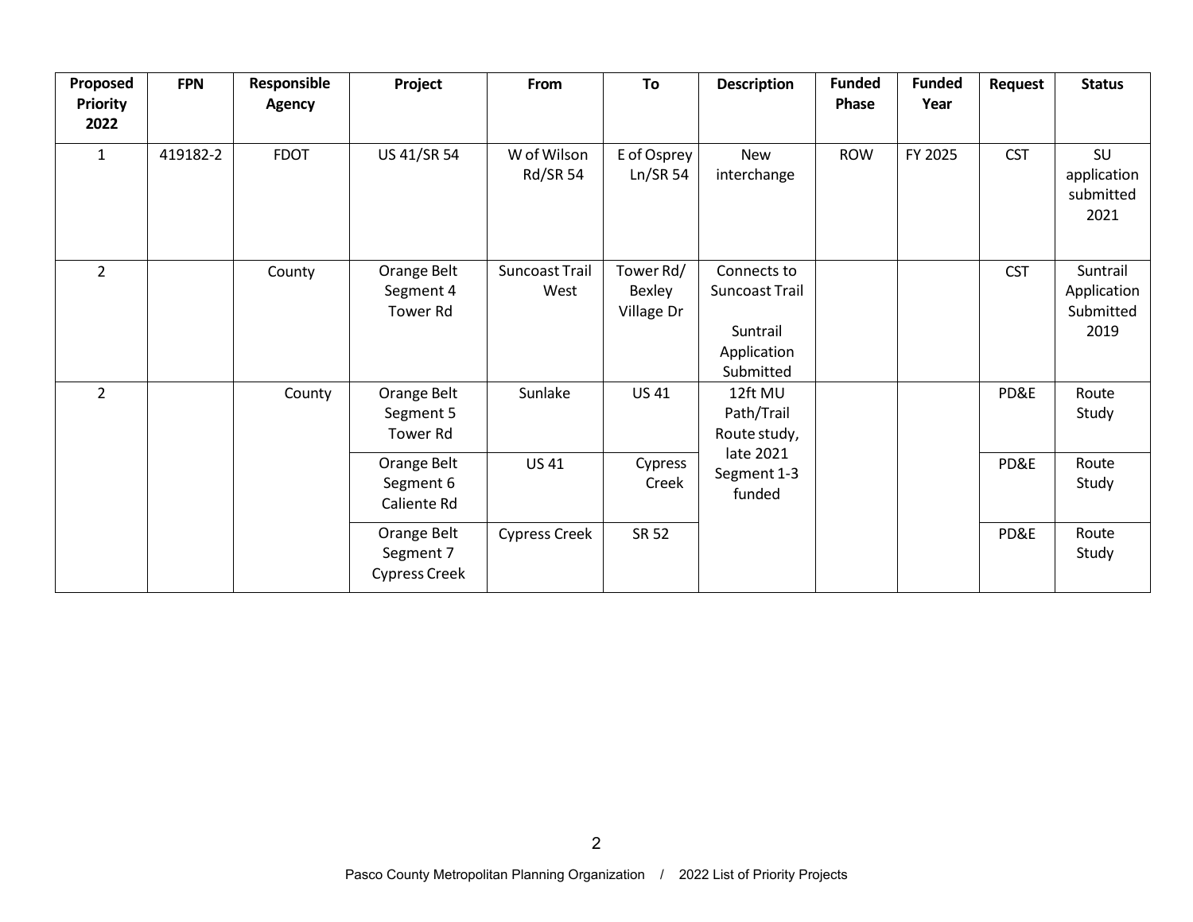| Proposed Priority 2022 | FPN | Responsible Agency | Project | From | To | Description | Funded Phase | Funded Year | Request | Status |
|---|---|---|---|---|---|---|---|---|---|---|
| 1 | 419182-2 | FDOT | US 41/SR 54 | W of Wilson Rd/SR 54 | E of Osprey Ln/SR 54 | New interchange | ROW | FY 2025 | CST | SU application submitted 2021 |
| 2 | | County | Orange Belt Segment 4 Tower Rd | Suncoast Trail West | Tower Rd/ Bexley Village Dr | Connects to Suncoast Trail<br><br>Suntrail Application Submitted | | | CST | Suntrail Application Submitted 2019 |
| 2 | | County | Orange Belt Segment 5 Tower Rd | Sunlake | US 41 | 12ft MU Path/Trail Route study, late 2021 Segment 1-3 funded | | | PD&E | Route Study |
| | | | Orange Belt Segment 6 Caliente Rd | US 41 | Cypress Creek | | | | PD&E | Route Study |
| | | | Orange Belt Segment 7 Cypress Creek | Cypress Creek | SR 52 | | | | PD&E | Route Study |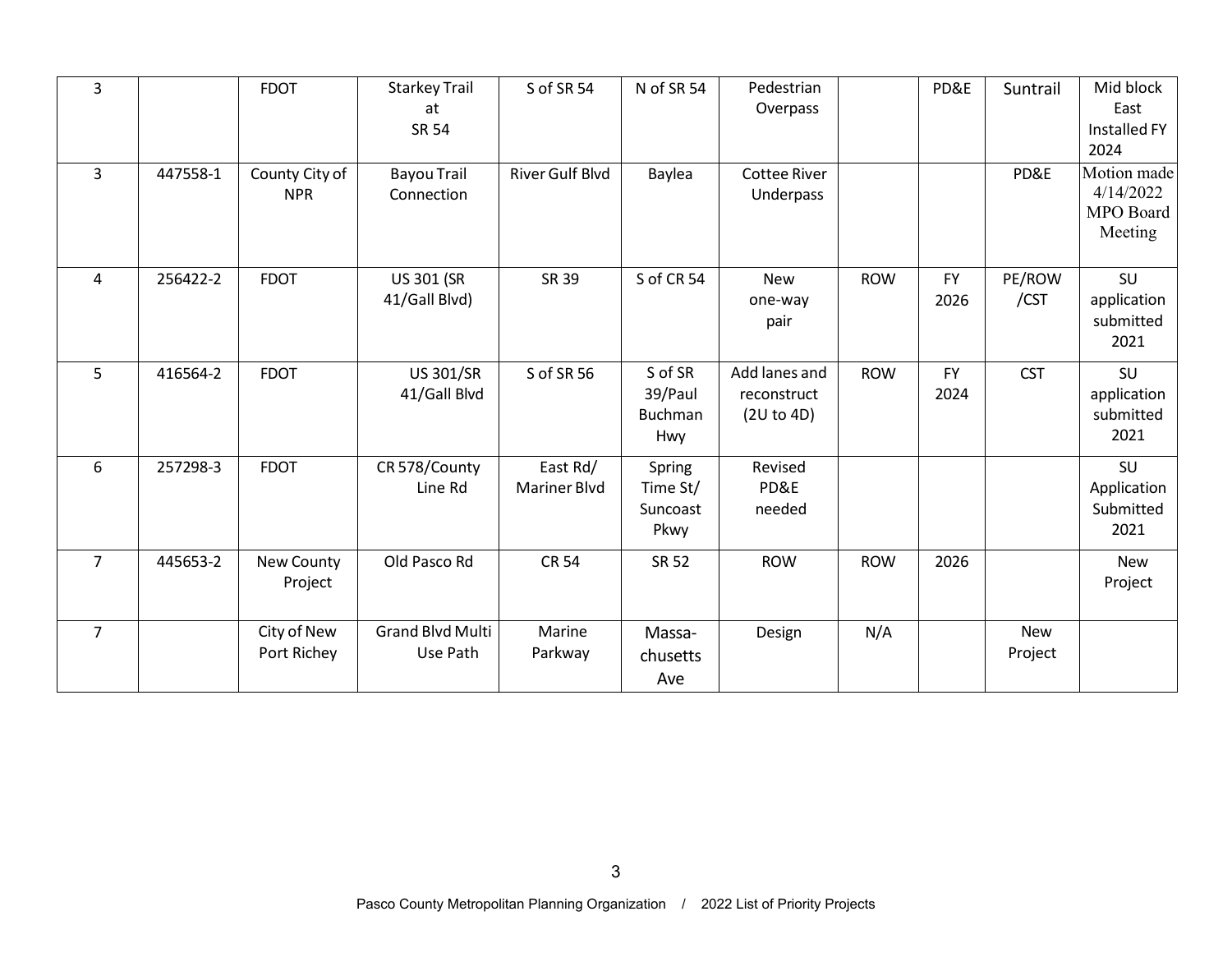| | | | | | | | | | | |
|---|---|---|---|---|---|---|---|---|---|---|
| 3 | | FDOT | Starkey Trail at SR 54 | S of SR 54 | N of SR 54 | Pedestrian Overpass | | PD&E | Suntrail | Mid block East Installed FY 2024 |
| 3 | 447558-1 | County City of NPR | Bayou Trail Connection | River Gulf Blvd | Baylea | Cottee River Underpass | | | PD&E | Motion made 4/14/2022 MPO Board Meeting |
| 4 | 256422-2 | FDOT | US 301 (SR 41/Gall Blvd) | SR 39 | S of CR 54 | New one-way pair | ROW | FY 2026 | PE/ROW /CST | SU application submitted 2021 |
| 5 | 416564-2 | FDOT | US 301/SR 41/Gall Blvd | S of SR 56 | S of SR 39/Paul Buchman Hwy | Add lanes and reconstruct (2U to 4D) | ROW | FY 2024 | CST | SU application submitted 2021 |
| 6 | 257298-3 | FDOT | CR 578/County Line Rd | East Rd/ Mariner Blvd | Spring Time St/ Suncoast Pkwy | Revised PD&E needed | | | | SU Application Submitted 2021 |
| 7 | 445653-2 | New County Project | Old Pasco Rd | CR 54 | SR 52 | ROW | ROW | 2026 | | New Project |
| 7 | | City of New Port Richey | Grand Blvd Multi Use Path | Marine Parkway | Massa-chusetts Ave | Design | N/A | | New Project | |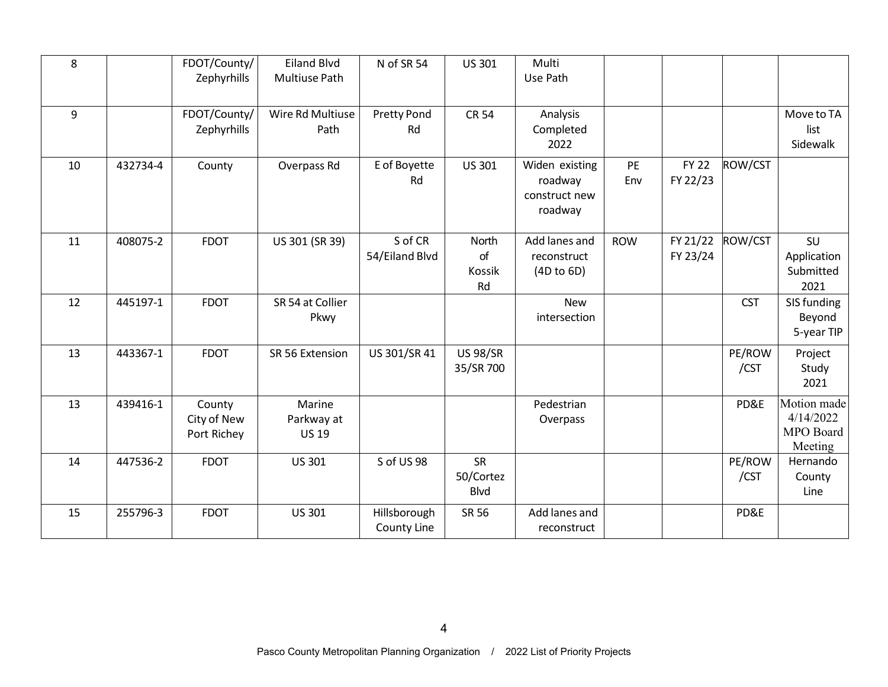| 8 | | FDOT/County/ Zephyrhills | Eiland Blvd Multiuse Path | N of SR 54 | US 301 | Multi Use Path | | | | |
|---|---|---|---|---|---|---|---|---|---|---|
| 9 | | FDOT/County/ Zephyrhills | Wire Rd Multiuse Path | Pretty Pond Rd | CR 54 | Analysis Completed 2022 | | | | Move to TA list Sidewalk |
| 10 | 432734-4 | County | Overpass Rd | E of Boyette Rd | US 301 | Widen existing roadway construct new roadway | PE Env | FY 22 FY 22/23 | ROW/CST | |
| 11 | 408075-2 | FDOT | US 301 (SR 39) | S of CR 54/Eiland Blvd | North of Kossik Rd | Add lanes and reconstruct (4D to 6D) | ROW | FY 21/22 FY 23/24 | ROW/CST | SU Application Submitted 2021 |
| 12 | 445197-1 | FDOT | SR 54 at Collier Pkwy | | | New intersection | | | CST | SIS funding Beyond 5-year TIP |
| 13 | 443367-1 | FDOT | SR 56 Extension | US 301/SR 41 | US 98/SR 35/SR 700 | | | | PE/ROW /CST | Project Study 2021 |
| 13 | 439416-1 | County City of New Port Richey | Marine Parkway at US 19 | | | Pedestrian Overpass | | | PD&E | Motion made 4/14/2022 MPO Board Meeting |
| 14 | 447536-2 | FDOT | US 301 | S of US 98 | SR 50/Cortez Blvd | | | | PE/ROW /CST | Hernando County Line |
| 15 | 255796-3 | FDOT | US 301 | Hillsborough County Line | SR 56 | Add lanes and reconstruct | | | PD&E | |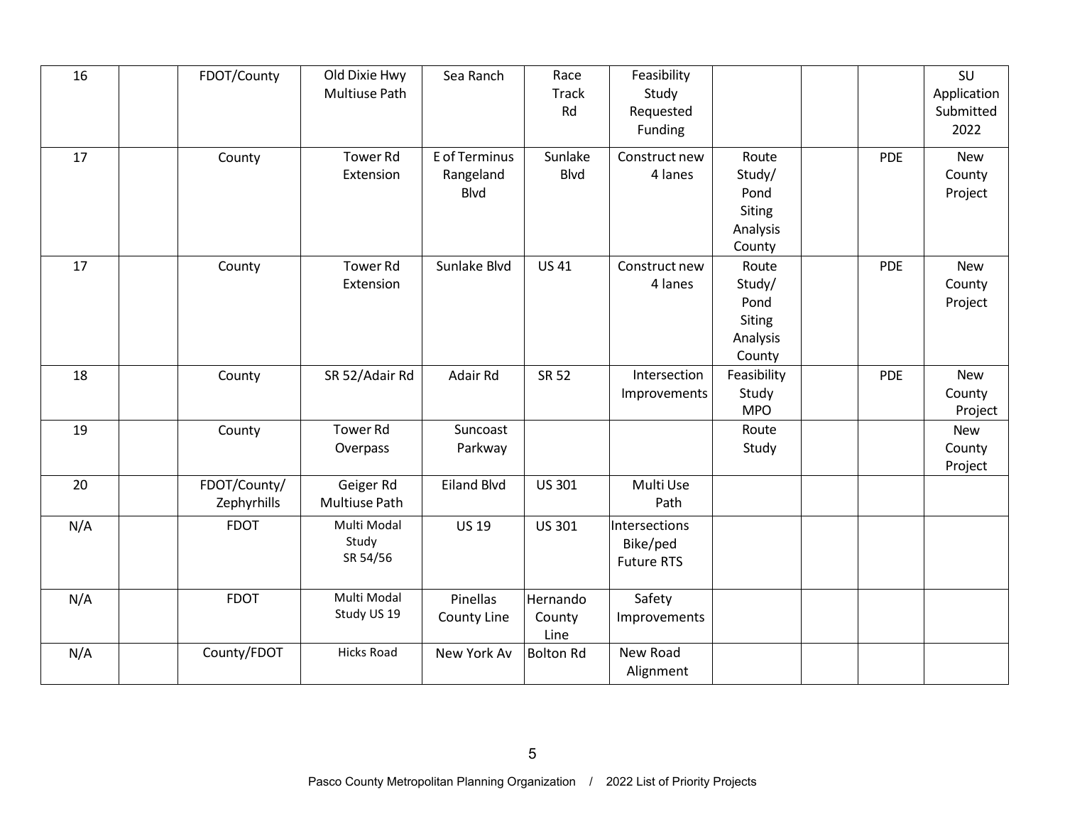| 16 | | FDOT/County | Old Dixie Hwy Multiuse Path | Sea Ranch | Race Track Rd | Feasibility Study Requested Funding | | | | SU Application Submitted 2022 |
|---|---|---|---|---|---|---|---|---|---|---|
| 17 | | County | Tower Rd Extension | E of Terminus Rangeland Blvd | Sunlake Blvd | Construct new 4 lanes | Route Study/ Pond Siting Analysis County | | PDE | New County Project |
| 17 | | County | Tower Rd Extension | Sunlake Blvd | US 41 | Construct new 4 lanes | Route Study/ Pond Siting Analysis County | | PDE | New County Project |
| 18 | | County | SR 52/Adair Rd | Adair Rd | SR 52 | Intersection Improvements | Feasibility Study MPO | | PDE | New County Project |
| 19 | | County | Tower Rd Overpass | Suncoast Parkway | | | Route Study | | | New County Project |
| 20 | | FDOT/County/ Zephyrhills | Geiger Rd Multiuse Path | Eiland Blvd | US 301 | Multi Use Path | | | | |
| N/A | | FDOT | Multi Modal Study SR 54/56 | US 19 | US 301 | Intersections Bike/ped Future RTS | | | | |
| N/A | | FDOT | Multi Modal Study US 19 | Pinellas County Line | Hernando County Line | Safety Improvements | | | | |
| N/A | | County/FDOT | Hicks Road | New York Av | Bolton Rd | New Road Alignment | | | | |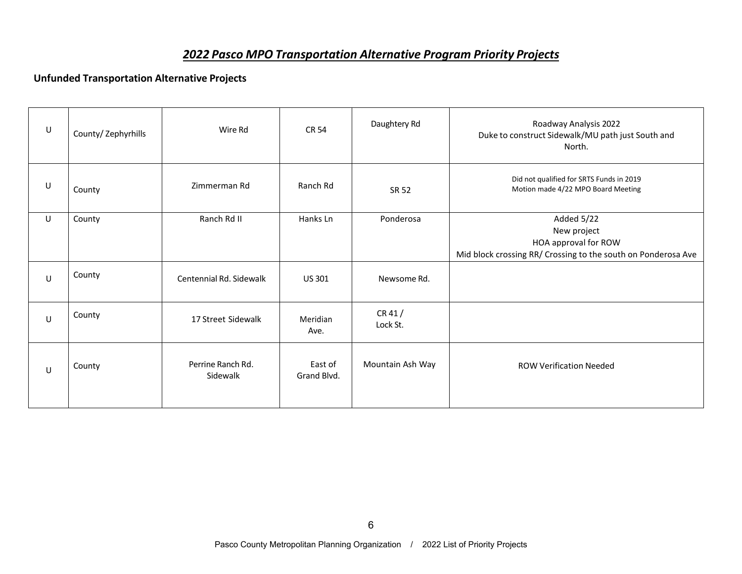## *2022 Pasco MPO Transportation Alternative Program Priority Projects*

### Unfunded Transportation Alternative Projects

| | | | | | |
|---|---|---|---|---|---|
| U | County/ Zephyrhills | Wire Rd | CR 54 | Daughtery Rd | Roadway Analysis 2022<br>Duke to construct Sidewalk/MU path just South and North. |
| U | County | Zimmerman Rd | Ranch Rd | SR 52 | Did not qualified for SRTS Funds in 2019<br>Motion made 4/22 MPO Board Meeting |
| U | County | Ranch Rd II | Hanks Ln | Ponderosa | Added 5/22<br>New project<br>HOA approval for ROW<br>Mid block crossing RR/ Crossing to the south on Ponderosa Ave |
| U | County | Centennial Rd. Sidewalk | US 301 | Newsome Rd. | |
| U | County | 17 Street Sidewalk | Meridian Ave. | CR 41 / Lock St. | |
| U | County | Perrine Ranch Rd. Sidewalk | East of Grand Blvd. | Mountain Ash Way | ROW Verification Needed |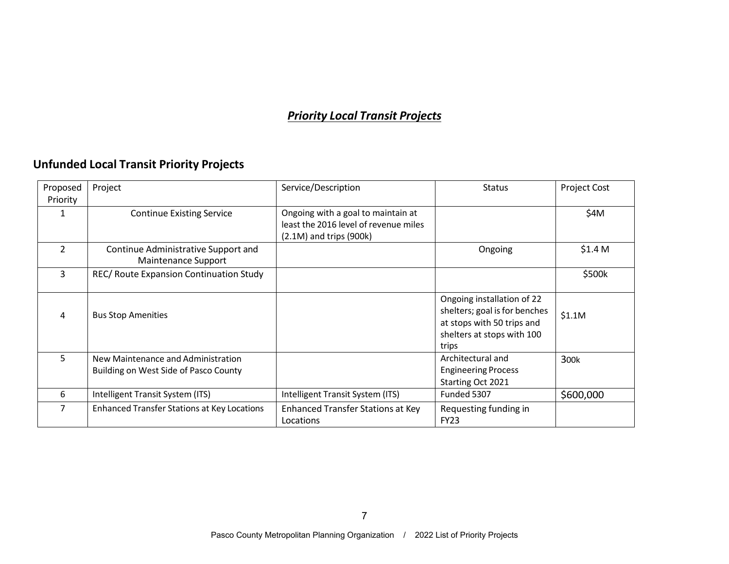## ***Priority Local Transit Projects***

## **Unfunded Local Transit Priority Projects**

| Proposed Priority | Project | Service/Description | Status | Project Cost |
|---|---|---|---|---|
| 1 | Continue Existing Service | Ongoing with a goal to maintain at least the 2016 level of revenue miles (2.1M) and trips (900k) | | $4M |
| 2 | Continue Administrative Support and Maintenance Support | | Ongoing | $1.4 M |
| 3 | REC/ Route Expansion Continuation Study | | | $500k |
| 4 | Bus Stop Amenities | | Ongoing installation of 22 shelters; goal is for benches at stops with 50 trips and shelters at stops with 100 trips | $1.1M |
| 5 | New Maintenance and Administration Building on West Side of Pasco County | | Architectural and Engineering Process Starting Oct 2021 | 300k |
| 6 | Intelligent Transit System (ITS) | Intelligent Transit System (ITS) | Funded 5307 | $600,000 |
| 7 | Enhanced Transfer Stations at Key Locations | Enhanced Transfer Stations at Key Locations | Requesting funding in FY23 | |